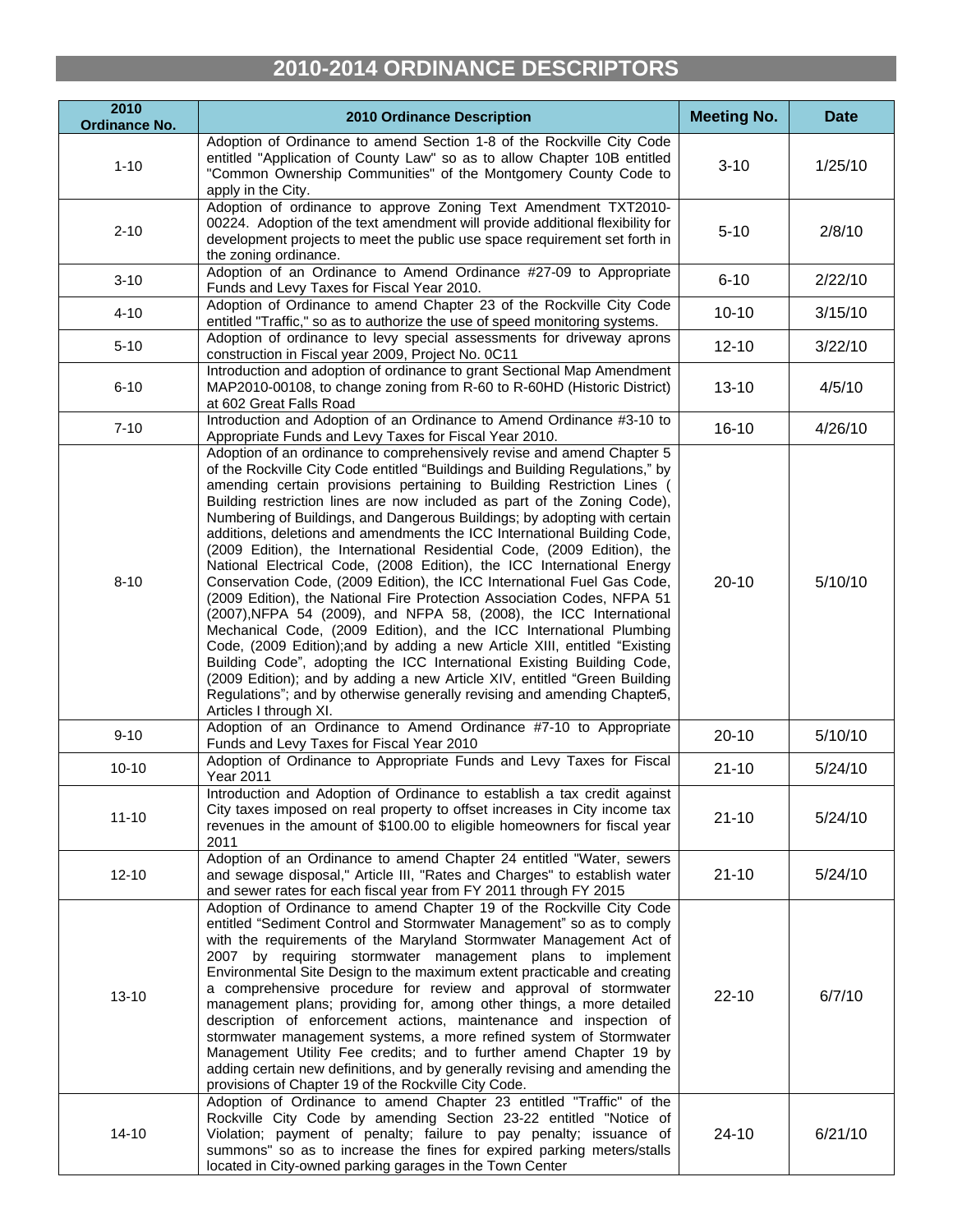# 2010-2014 ORDINANCE DESCRIPTORS

| 2010 Ordinance No. | 2010 Ordinance Description | Meeting No. | Date |
|---|---|---|---|
| 1-10 | Adoption of Ordinance to amend Section 1-8 of the Rockville City Code entitled "Application of County Law" so as to allow Chapter 10B entitled "Common Ownership Communities" of the Montgomery County Code to apply in the City. | 3-10 | 1/25/10 |
| 2-10 | Adoption of ordinance to approve Zoning Text Amendment TXT2010-00224. Adoption of the text amendment will provide additional flexibility for development projects to meet the public use space requirement set forth in the zoning ordinance. | 5-10 | 2/8/10 |
| 3-10 | Adoption of an Ordinance to Amend Ordinance #27-09 to Appropriate Funds and Levy Taxes for Fiscal Year 2010. | 6-10 | 2/22/10 |
| 4-10 | Adoption of Ordinance to amend Chapter 23 of the Rockville City Code entitled "Traffic," so as to authorize the use of speed monitoring systems. | 10-10 | 3/15/10 |
| 5-10 | Adoption of ordinance to levy special assessments for driveway aprons construction in Fiscal year 2009, Project No. 0C11 | 12-10 | 3/22/10 |
| 6-10 | Introduction and adoption of ordinance to grant Sectional Map Amendment MAP2010-00108, to change zoning from R-60 to R-60HD (Historic District) at 602 Great Falls Road | 13-10 | 4/5/10 |
| 7-10 | Introduction and Adoption of an Ordinance to Amend Ordinance #3-10 to Appropriate Funds and Levy Taxes for Fiscal Year 2010. | 16-10 | 4/26/10 |
| 8-10 | Adoption of an ordinance to comprehensively revise and amend Chapter 5 of the Rockville City Code entitled "Buildings and Building Regulations," by amending certain provisions pertaining to Building Restriction Lines ( Building restriction lines are now included as part of the Zoning Code), Numbering of Buildings, and Dangerous Buildings; by adopting with certain additions, deletions and amendments the ICC International Building Code, (2009 Edition), the International Residential Code, (2009 Edition), the National Electrical Code, (2008 Edition), the ICC International Energy Conservation Code, (2009 Edition), the ICC International Fuel Gas Code, (2009 Edition), the National Fire Protection Association Codes, NFPA 51 (2007),NFPA 54 (2009), and NFPA 58, (2008), the ICC International Mechanical Code, (2009 Edition), and the ICC International Plumbing Code, (2009 Edition);and by adding a new Article XIII, entitled "Existing Building Code", adopting the ICC International Existing Building Code, (2009 Edition); and by adding a new Article XIV, entitled "Green Building Regulations"; and by otherwise generally revising and amending Chapter 5, Articles I through XI. | 20-10 | 5/10/10 |
| 9-10 | Adoption of an Ordinance to Amend Ordinance #7-10 to Appropriate Funds and Levy Taxes for Fiscal Year 2010 | 20-10 | 5/10/10 |
| 10-10 | Adoption of Ordinance to Appropriate Funds and Levy Taxes for Fiscal Year 2011 | 21-10 | 5/24/10 |
| 11-10 | Introduction and Adoption of Ordinance to establish a tax credit against City taxes imposed on real property to offset increases in City income tax revenues in the amount of $100.00 to eligible homeowners for fiscal year 2011 | 21-10 | 5/24/10 |
| 12-10 | Adoption of an Ordinance to amend Chapter 24 entitled "Water, sewers and sewage disposal," Article III, "Rates and Charges" to establish water and sewer rates for each fiscal year from FY 2011 through FY 2015 | 21-10 | 5/24/10 |
| 13-10 | Adoption of Ordinance to amend Chapter 19 of the Rockville City Code entitled "Sediment Control and Stormwater Management" so as to comply with the requirements of the Maryland Stormwater Management Act of 2007 by requiring stormwater management plans to implement Environmental Site Design to the maximum extent practicable and creating a comprehensive procedure for review and approval of stormwater management plans; providing for, among other things, a more detailed description of enforcement actions, maintenance and inspection of stormwater management systems, a more refined system of Stormwater Management Utility Fee credits; and to further amend Chapter 19 by adding certain new definitions, and by generally revising and amending the provisions of Chapter 19 of the Rockville City Code. | 22-10 | 6/7/10 |
| 14-10 | Adoption of Ordinance to amend Chapter 23 entitled "Traffic" of the Rockville City Code by amending Section 23-22 entitled "Notice of Violation; payment of penalty; failure to pay penalty; issuance of summons" so as to increase the fines for expired parking meters/stalls located in City-owned parking garages in the Town Center | 24-10 | 6/21/10 |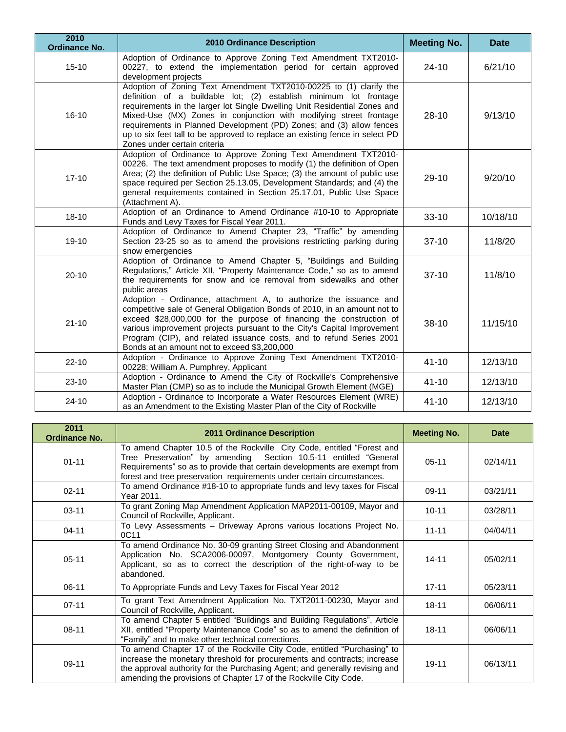| 2010 Ordinance No. | 2010 Ordinance Description | Meeting No. | Date |
|---|---|---|---|
| 15-10 | Adoption of Ordinance to Approve Zoning Text Amendment TXT2010-00227, to extend the implementation period for certain approved development projects | 24-10 | 6/21/10 |
| 16-10 | Adoption of Zoning Text Amendment TXT2010-00225 to (1) clarify the definition of a buildable lot; (2) establish minimum lot frontage requirements in the larger lot Single Dwelling Unit Residential Zones and Mixed-Use (MX) Zones in conjunction with modifying street frontage requirements in Planned Development (PD) Zones; and (3) allow fences up to six feet tall to be approved to replace an existing fence in select PD Zones under certain criteria | 28-10 | 9/13/10 |
| 17-10 | Adoption of Ordinance to Approve Zoning Text Amendment TXT2010-00226. The text amendment proposes to modify (1) the definition of Open Area; (2) the definition of Public Use Space; (3) the amount of public use space required per Section 25.13.05, Development Standards; and (4) the general requirements contained in Section 25.17.01, Public Use Space (Attachment A). | 29-10 | 9/20/10 |
| 18-10 | Adoption of an Ordinance to Amend Ordinance #10-10 to Appropriate Funds and Levy Taxes for Fiscal Year 2011. | 33-10 | 10/18/10 |
| 19-10 | Adoption of Ordinance to Amend Chapter 23, "Traffic" by amending Section 23-25 so as to amend the provisions restricting parking during snow emergencies | 37-10 | 11/8/20 |
| 20-10 | Adoption of Ordinance to Amend Chapter 5, "Buildings and Building Regulations," Article XII, "Property Maintenance Code," so as to amend the requirements for snow and ice removal from sidewalks and other public areas | 37-10 | 11/8/10 |
| 21-10 | Adoption - Ordinance, attachment A, to authorize the issuance and competitive sale of General Obligation Bonds of 2010, in an amount not to exceed $28,000,000 for the purpose of financing the construction of various improvement projects pursuant to the City's Capital Improvement Program (CIP), and related issuance costs, and to refund Series 2001 Bonds at an amount not to exceed $3,200,000 | 38-10 | 11/15/10 |
| 22-10 | Adoption - Ordinance to Approve Zoning Text Amendment TXT2010-00228; William A. Pumphrey, Applicant | 41-10 | 12/13/10 |
| 23-10 | Adoption - Ordinance to Amend the City of Rockville's Comprehensive Master Plan (CMP) so as to include the Municipal Growth Element (MGE) | 41-10 | 12/13/10 |
| 24-10 | Adoption - Ordinance to Incorporate a Water Resources Element (WRE) as an Amendment to the Existing Master Plan of the City of Rockville | 41-10 | 12/13/10 |

| 2011 Ordinance No. | 2011 Ordinance Description | Meeting No. | Date |
|---|---|---|---|
| 01-11 | To amend Chapter 10.5 of the Rockville City Code, entitled "Forest and Tree Preservation" by amending Section 10.5-11 entitled "General Requirements" so as to provide that certain developments are exempt from forest and tree preservation requirements under certain circumstances. | 05-11 | 02/14/11 |
| 02-11 | To amend Ordinance #18-10 to appropriate funds and levy taxes for Fiscal Year 2011. | 09-11 | 03/21/11 |
| 03-11 | To grant Zoning Map Amendment Application MAP2011-00109, Mayor and Council of Rockville, Applicant. | 10-11 | 03/28/11 |
| 04-11 | To Levy Assessments – Driveway Aprons various locations Project No. 0C11 | 11-11 | 04/04/11 |
| 05-11 | To amend Ordinance No. 30-09 granting Street Closing and Abandonment Application No. SCA2006-00097, Montgomery County Government, Applicant, so as to correct the description of the right-of-way to be abandoned. | 14-11 | 05/02/11 |
| 06-11 | To Appropriate Funds and Levy Taxes for Fiscal Year 2012 | 17-11 | 05/23/11 |
| 07-11 | To grant Text Amendment Application No. TXT2011-00230, Mayor and Council of Rockville, Applicant. | 18-11 | 06/06/11 |
| 08-11 | To amend Chapter 5 entitled "Buildings and Building Regulations", Article XII, entitled "Property Maintenance Code" so as to amend the definition of "Family" and to make other technical corrections. | 18-11 | 06/06/11 |
| 09-11 | To amend Chapter 17 of the Rockville City Code, entitled "Purchasing" to increase the monetary threshold for procurements and contracts; increase the approval authority for the Purchasing Agent; and generally revising and amending the provisions of Chapter 17 of the Rockville City Code. | 19-11 | 06/13/11 |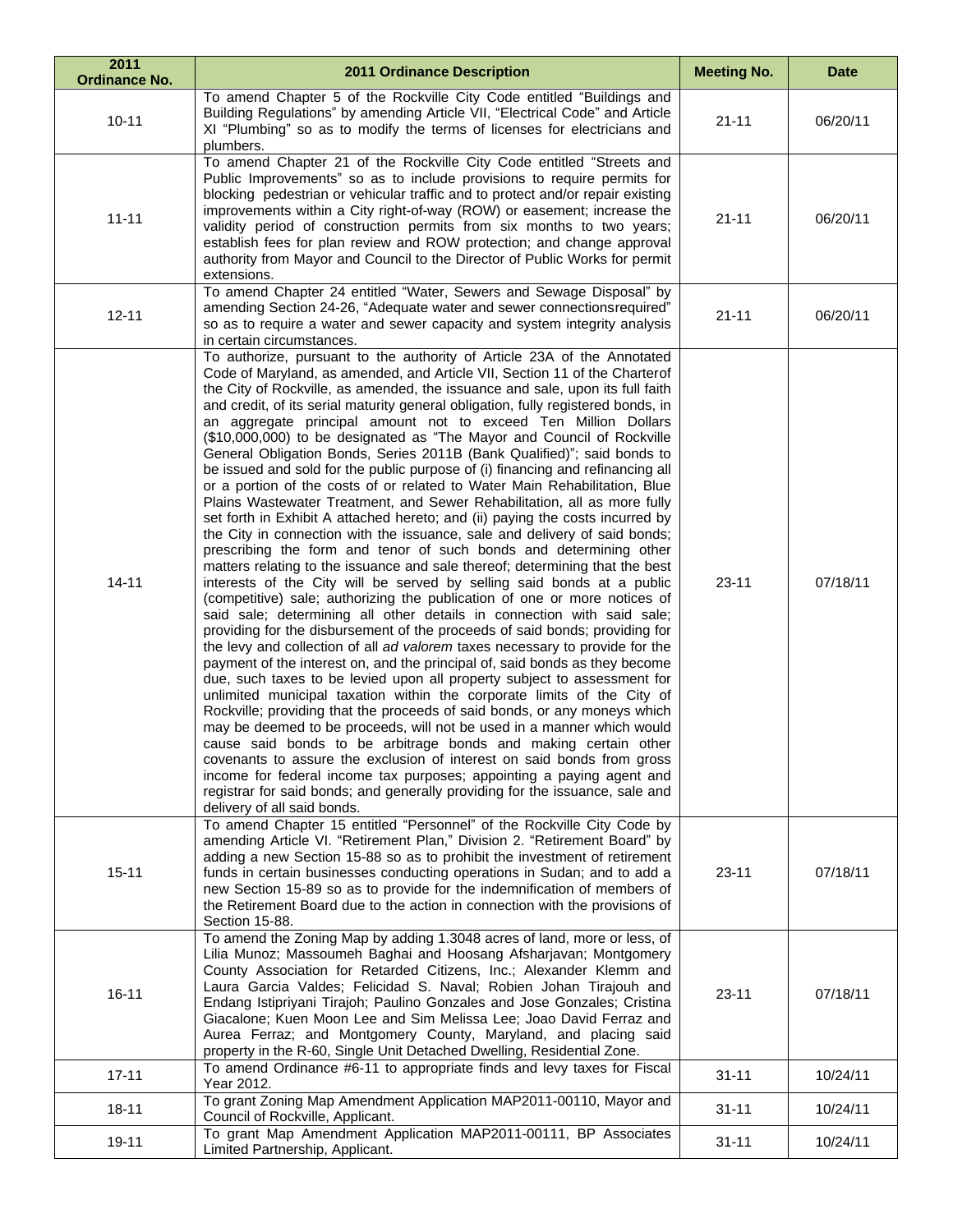| 2011 Ordinance No. | 2011 Ordinance Description | Meeting No. | Date |
|---|---|---|---|
| 10-11 | To amend Chapter 5 of the Rockville City Code entitled "Buildings and Building Regulations" by amending Article VII, "Electrical Code" and Article XI "Plumbing" so as to modify the terms of licenses for electricians and plumbers. | 21-11 | 06/20/11 |
| 11-11 | To amend Chapter 21 of the Rockville City Code entitled "Streets and Public Improvements" so as to include provisions to require permits for blocking pedestrian or vehicular traffic and to protect and/or repair existing improvements within a City right-of-way (ROW) or easement; increase the validity period of construction permits from six months to two years; establish fees for plan review and ROW protection; and change approval authority from Mayor and Council to the Director of Public Works for permit extensions. | 21-11 | 06/20/11 |
| 12-11 | To amend Chapter 24 entitled "Water, Sewers and Sewage Disposal" by amending Section 24-26, "Adequate water and sewer connectionsrequired" so as to require a water and sewer capacity and system integrity analysis in certain circumstances. | 21-11 | 06/20/11 |
| 14-11 | To authorize, pursuant to the authority of Article 23A of the Annotated Code of Maryland, as amended, and Article VII, Section 11 of the Charterof the City of Rockville, as amended, the issuance and sale, upon its full faith and credit, of its serial maturity general obligation, fully registered bonds, in an aggregate principal amount not to exceed Ten Million Dollars ($10,000,000) to be designated as "The Mayor and Council of Rockville General Obligation Bonds, Series 2011B (Bank Qualified)"; said bonds to be issued and sold for the public purpose of (i) financing and refinancing all or a portion of the costs of or related to Water Main Rehabilitation, Blue Plains Wastewater Treatment, and Sewer Rehabilitation, all as more fully set forth in Exhibit A attached hereto; and (ii) paying the costs incurred by the City in connection with the issuance, sale and delivery of said bonds; prescribing the form and tenor of such bonds and determining other matters relating to the issuance and sale thereof; determining that the best interests of the City will be served by selling said bonds at a public (competitive) sale; authorizing the publication of one or more notices of said sale; determining all other details in connection with said sale; providing for the disbursement of the proceeds of said bonds; providing for the levy and collection of all *ad valorem* taxes necessary to provide for the payment of the interest on, and the principal of, said bonds as they become due, such taxes to be levied upon all property subject to assessment for unlimited municipal taxation within the corporate limits of the City of Rockville; providing that the proceeds of said bonds, or any moneys which may be deemed to be proceeds, will not be used in a manner which would cause said bonds to be arbitrage bonds and making certain other covenants to assure the exclusion of interest on said bonds from gross income for federal income tax purposes; appointing a paying agent and registrar for said bonds; and generally providing for the issuance, sale and delivery of all said bonds. | 23-11 | 07/18/11 |
| 15-11 | To amend Chapter 15 entitled "Personnel" of the Rockville City Code by amending Article VI. "Retirement Plan," Division 2. "Retirement Board" by adding a new Section 15-88 so as to prohibit the investment of retirement funds in certain businesses conducting operations in Sudan; and to add a new Section 15-89 so as to provide for the indemnification of members of the Retirement Board due to the action in connection with the provisions of Section 15-88. | 23-11 | 07/18/11 |
| 16-11 | To amend the Zoning Map by adding 1.3048 acres of land, more or less, of Lilia Munoz; Massoumeh Baghai and Hoosang Afsharjavan; Montgomery County Association for Retarded Citizens, Inc.; Alexander Klemm and Laura Garcia Valdes; Felicidad S. Naval; Robien Johan Tirajouh and Endang Istipriyani Tirajoh; Paulino Gonzales and Jose Gonzales; Cristina Giacalone; Kuen Moon Lee and Sim Melissa Lee; Joao David Ferraz and Aurea Ferraz; and Montgomery County, Maryland, and placing said property in the R-60, Single Unit Detached Dwelling, Residential Zone. | 23-11 | 07/18/11 |
| 17-11 | To amend Ordinance #6-11 to appropriate finds and levy taxes for Fiscal Year 2012. | 31-11 | 10/24/11 |
| 18-11 | To grant Zoning Map Amendment Application MAP2011-00110, Mayor and Council of Rockville, Applicant. | 31-11 | 10/24/11 |
| 19-11 | To grant Map Amendment Application MAP2011-00111, BP Associates Limited Partnership, Applicant. | 31-11 | 10/24/11 |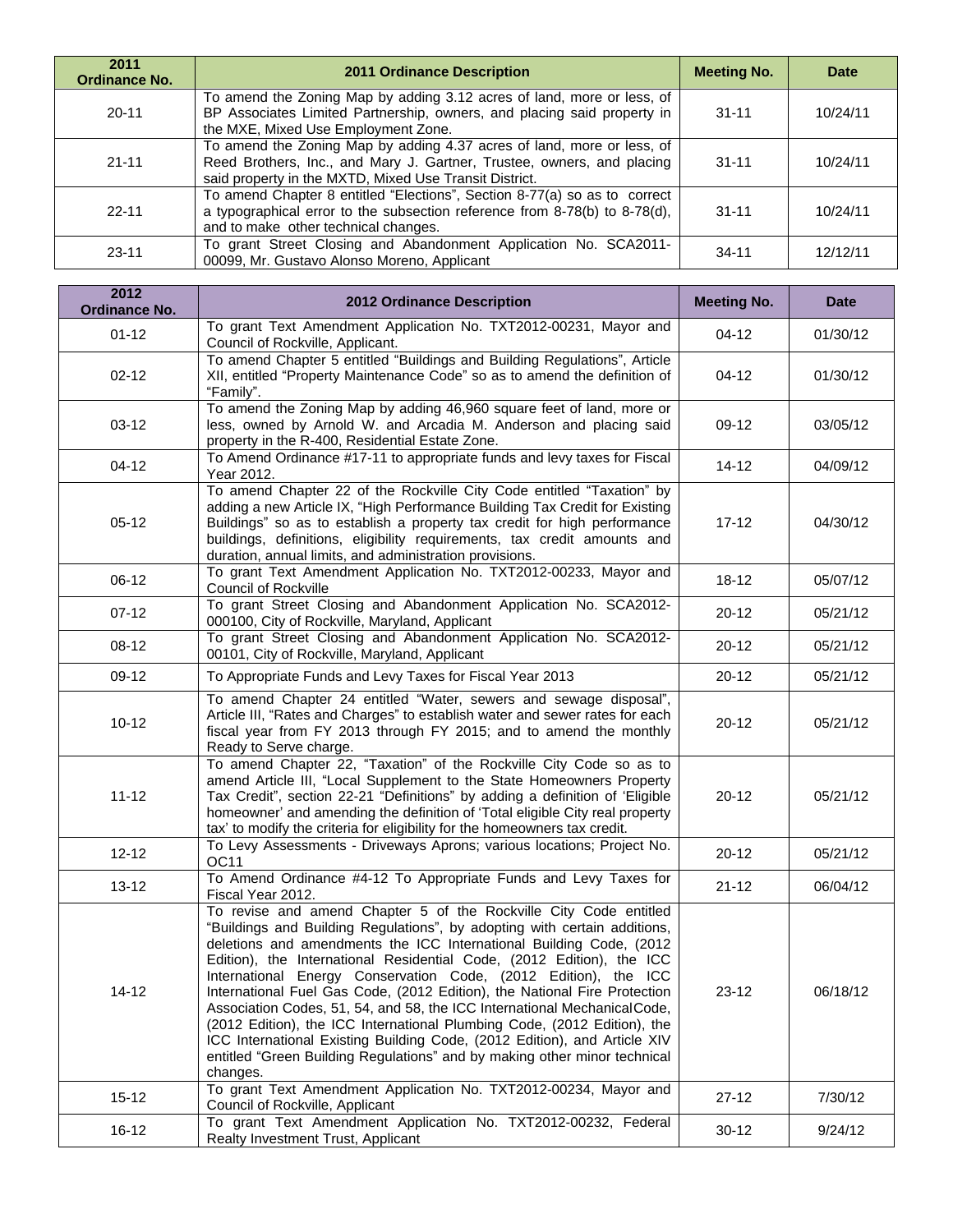| 2011 Ordinance No. | 2011 Ordinance Description | Meeting No. | Date |
|---|---|---|---|
| 20-11 | To amend the Zoning Map by adding 3.12 acres of land, more or less, of BP Associates Limited Partnership, owners, and placing said property in the MXE, Mixed Use Employment Zone. | 31-11 | 10/24/11 |
| 21-11 | To amend the Zoning Map by adding 4.37 acres of land, more or less, of Reed Brothers, Inc., and Mary J. Gartner, Trustee, owners, and placing said property in the MXTD, Mixed Use Transit District. | 31-11 | 10/24/11 |
| 22-11 | To amend Chapter 8 entitled "Elections", Section 8-77(a) so as to correct a typographical error to the subsection reference from 8-78(b) to 8-78(d), and to make other technical changes. | 31-11 | 10/24/11 |
| 23-11 | To grant Street Closing and Abandonment Application No. SCA2011-00099, Mr. Gustavo Alonso Moreno, Applicant | 34-11 | 12/12/11 |

| 2012 Ordinance No. | 2012 Ordinance Description | Meeting No. | Date |
|---|---|---|---|
| 01-12 | To grant Text Amendment Application No. TXT2012-00231, Mayor and Council of Rockville, Applicant. | 04-12 | 01/30/12 |
| 02-12 | To amend Chapter 5 entitled "Buildings and Building Regulations", Article XII, entitled "Property Maintenance Code" so as to amend the definition of "Family". | 04-12 | 01/30/12 |
| 03-12 | To amend the Zoning Map by adding 46,960 square feet of land, more or less, owned by Arnold W. and Arcadia M. Anderson and placing said property in the R-400, Residential Estate Zone. | 09-12 | 03/05/12 |
| 04-12 | To Amend Ordinance #17-11 to appropriate funds and levy taxes for Fiscal Year 2012. | 14-12 | 04/09/12 |
| 05-12 | To amend Chapter 22 of the Rockville City Code entitled "Taxation" by adding a new Article IX, "High Performance Building Tax Credit for Existing Buildings" so as to establish a property tax credit for high performance buildings, definitions, eligibility requirements, tax credit amounts and duration, annual limits, and administration provisions. | 17-12 | 04/30/12 |
| 06-12 | To grant Text Amendment Application No. TXT2012-00233, Mayor and Council of Rockville | 18-12 | 05/07/12 |
| 07-12 | To grant Street Closing and Abandonment Application No. SCA2012-000100, City of Rockville, Maryland, Applicant | 20-12 | 05/21/12 |
| 08-12 | To grant Street Closing and Abandonment Application No. SCA2012-00101, City of Rockville, Maryland, Applicant | 20-12 | 05/21/12 |
| 09-12 | To Appropriate Funds and Levy Taxes for Fiscal Year 2013 | 20-12 | 05/21/12 |
| 10-12 | To amend Chapter 24 entitled "Water, sewers and sewage disposal", Article III, "Rates and Charges" to establish water and sewer rates for each fiscal year from FY 2013 through FY 2015; and to amend the monthly Ready to Serve charge. | 20-12 | 05/21/12 |
| 11-12 | To amend Chapter 22, "Taxation" of the Rockville City Code so as to amend Article III, "Local Supplement to the State Homeowners Property Tax Credit", section 22-21 "Definitions" by adding a definition of 'Eligible homeowner' and amending the definition of 'Total eligible City real property tax' to modify the criteria for eligibility for the homeowners tax credit. | 20-12 | 05/21/12 |
| 12-12 | To Levy Assessments - Driveways Aprons; various locations; Project No. OC11 | 20-12 | 05/21/12 |
| 13-12 | To Amend Ordinance #4-12 To Appropriate Funds and Levy Taxes for Fiscal Year 2012. | 21-12 | 06/04/12 |
| 14-12 | To revise and amend Chapter 5 of the Rockville City Code entitled "Buildings and Building Regulations", by adopting with certain additions, deletions and amendments the ICC International Building Code, (2012 Edition), the International Residential Code, (2012 Edition), the ICC International Energy Conservation Code, (2012 Edition), the ICC International Fuel Gas Code, (2012 Edition), the National Fire Protection Association Codes, 51, 54, and 58, the ICC International Mechanical Code, (2012 Edition), the ICC International Plumbing Code, (2012 Edition), the ICC International Existing Building Code, (2012 Edition), and Article XIV entitled "Green Building Regulations" and by making other minor technical changes. | 23-12 | 06/18/12 |
| 15-12 | To grant Text Amendment Application No. TXT2012-00234, Mayor and Council of Rockville, Applicant | 27-12 | 7/30/12 |
| 16-12 | To grant Text Amendment Application No. TXT2012-00232, Federal Realty Investment Trust, Applicant | 30-12 | 9/24/12 |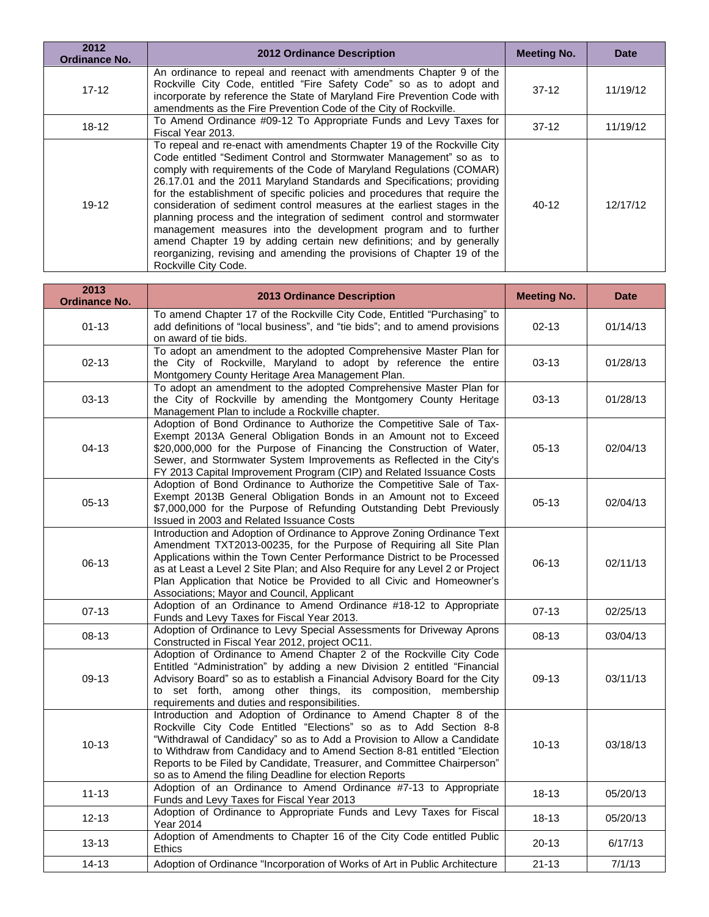| 2012 Ordinance No. | 2012 Ordinance Description | Meeting No. | Date |
|---|---|---|---|
| 17-12 | An ordinance to repeal and reenact with amendments Chapter 9 of the Rockville City Code, entitled "Fire Safety Code" so as to adopt and incorporate by reference the State of Maryland Fire Prevention Code with amendments as the Fire Prevention Code of the City of Rockville. | 37-12 | 11/19/12 |
| 18-12 | To Amend Ordinance #09-12 To Appropriate Funds and Levy Taxes for Fiscal Year 2013. | 37-12 | 11/19/12 |
| 19-12 | To repeal and re-enact with amendments Chapter 19 of the Rockville City Code entitled "Sediment Control and Stormwater Management" so as to comply with requirements of the Code of Maryland Regulations (COMAR) 26.17.01 and the 2011 Maryland Standards and Specifications; providing for the establishment of specific policies and procedures that require the consideration of sediment control measures at the earliest stages in the planning process and the integration of sediment control and stormwater management measures into the development program and to further amend Chapter 19 by adding certain new definitions; and by generally reorganizing, revising and amending the provisions of Chapter 19 of the Rockville City Code. | 40-12 | 12/17/12 |

| 2013 Ordinance No. | 2013 Ordinance Description | Meeting No. | Date |
|---|---|---|---|
| 01-13 | To amend Chapter 17 of the Rockville City Code, Entitled "Purchasing" to add definitions of "local business", and "tie bids"; and to amend provisions on award of tie bids. | 02-13 | 01/14/13 |
| 02-13 | To adopt an amendment to the adopted Comprehensive Master Plan for the City of Rockville, Maryland to adopt by reference the entire Montgomery County Heritage Area Management Plan. | 03-13 | 01/28/13 |
| 03-13 | To adopt an amendment to the adopted Comprehensive Master Plan for the City of Rockville by amending the Montgomery County Heritage Management Plan to include a Rockville chapter. | 03-13 | 01/28/13 |
| 04-13 | Adoption of Bond Ordinance to Authorize the Competitive Sale of Tax-Exempt 2013A General Obligation Bonds in an Amount not to Exceed $20,000,000 for the Purpose of Financing the Construction of Water, Sewer, and Stormwater System Improvements as Reflected in the City's FY 2013 Capital Improvement Program (CIP) and Related Issuance Costs | 05-13 | 02/04/13 |
| 05-13 | Adoption of Bond Ordinance to Authorize the Competitive Sale of Tax-Exempt 2013B General Obligation Bonds in an Amount not to Exceed $7,000,000 for the Purpose of Refunding Outstanding Debt Previously Issued in 2003 and Related Issuance Costs | 05-13 | 02/04/13 |
| 06-13 | Introduction and Adoption of Ordinance to Approve Zoning Ordinance Text Amendment TXT2013-00235, for the Purpose of Requiring all Site Plan Applications within the Town Center Performance District to be Processed as at Least a Level 2 Site Plan; and Also Require for any Level 2 or Project Plan Application that Notice be Provided to all Civic and Homeowner's Associations; Mayor and Council, Applicant | 06-13 | 02/11/13 |
| 07-13 | Adoption of an Ordinance to Amend Ordinance #18-12 to Appropriate Funds and Levy Taxes for Fiscal Year 2013. | 07-13 | 02/25/13 |
| 08-13 | Adoption of Ordinance to Levy Special Assessments for Driveway Aprons Constructed in Fiscal Year 2012, project OC11. | 08-13 | 03/04/13 |
| 09-13 | Adoption of Ordinance to Amend Chapter 2 of the Rockville City Code Entitled "Administration" by adding a new Division 2 entitled "Financial Advisory Board" so as to establish a Financial Advisory Board for the City to set forth, among other things, its composition, membership requirements and duties and responsibilities. | 09-13 | 03/11/13 |
| 10-13 | Introduction and Adoption of Ordinance to Amend Chapter 8 of the Rockville City Code Entitled "Elections" so as to Add Section 8-8 "Withdrawal of Candidacy" so as to Add a Provision to Allow a Candidate to Withdraw from Candidacy and to Amend Section 8-81 entitled "Election Reports to be Filed by Candidate, Treasurer, and Committee Chairperson" so as to Amend the filing Deadline for election Reports | 10-13 | 03/18/13 |
| 11-13 | Adoption of an Ordinance to Amend Ordinance #7-13 to Appropriate Funds and Levy Taxes for Fiscal Year 2013 | 18-13 | 05/20/13 |
| 12-13 | Adoption of Ordinance to Appropriate Funds and Levy Taxes for Fiscal Year 2014 | 18-13 | 05/20/13 |
| 13-13 | Adoption of Amendments to Chapter 16 of the City Code entitled Public Ethics | 20-13 | 6/17/13 |
| 14-13 | Adoption of Ordinance "Incorporation of Works of Art in Public Architecture | 21-13 | 7/1/13 |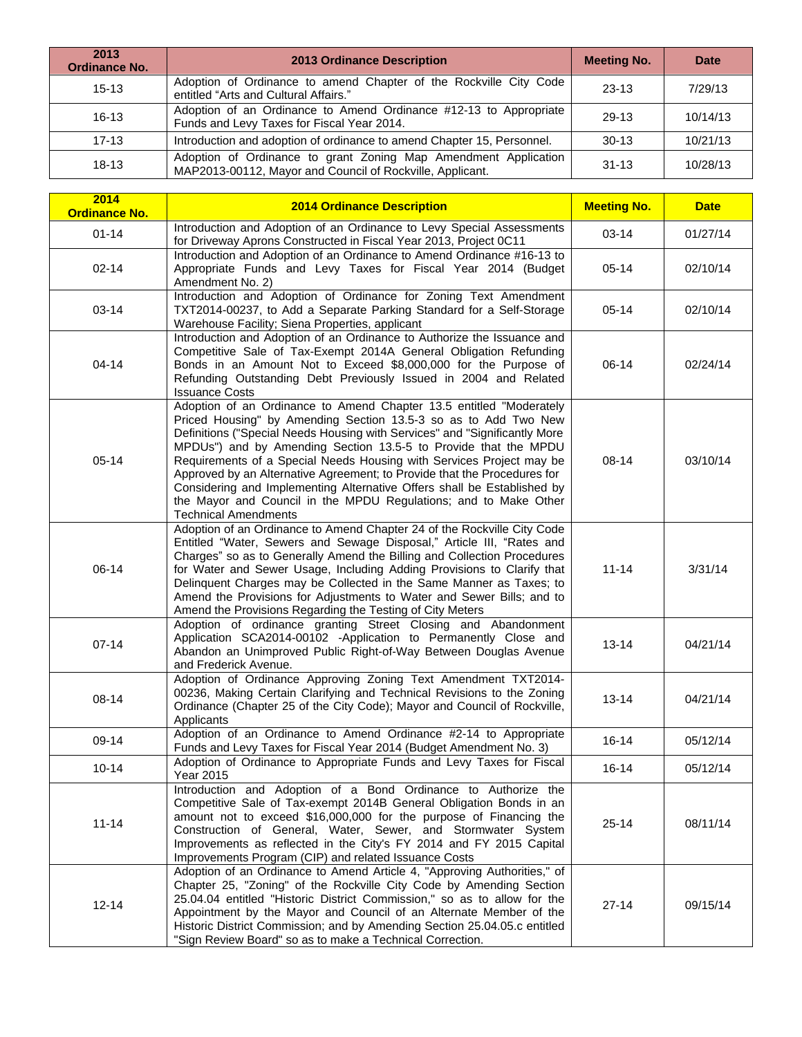| 2013 Ordinance No. | 2013 Ordinance Description | Meeting No. | Date |
|---|---|---|---|
| 15-13 | Adoption of Ordinance to amend Chapter of the Rockville City Code entitled "Arts and Cultural Affairs." | 23-13 | 7/29/13 |
| 16-13 | Adoption of an Ordinance to Amend Ordinance #12-13 to Appropriate Funds and Levy Taxes for Fiscal Year 2014. | 29-13 | 10/14/13 |
| 17-13 | Introduction and adoption of ordinance to amend Chapter 15, Personnel. | 30-13 | 10/21/13 |
| 18-13 | Adoption of Ordinance to grant Zoning Map Amendment Application MAP2013-00112, Mayor and Council of Rockville, Applicant. | 31-13 | 10/28/13 |

| 2014 Ordinance No. | 2014 Ordinance Description | Meeting No. | Date |
|---|---|---|---|
| 01-14 | Introduction and Adoption of an Ordinance to Levy Special Assessments for Driveway Aprons Constructed in Fiscal Year 2013, Project 0C11 | 03-14 | 01/27/14 |
| 02-14 | Introduction and Adoption of an Ordinance to Amend Ordinance #16-13 to Appropriate Funds and Levy Taxes for Fiscal Year 2014 (Budget Amendment No. 2) | 05-14 | 02/10/14 |
| 03-14 | Introduction and Adoption of Ordinance for Zoning Text Amendment TXT2014-00237, to Add a Separate Parking Standard for a Self-Storage Warehouse Facility; Siena Properties, applicant | 05-14 | 02/10/14 |
| 04-14 | Introduction and Adoption of an Ordinance to Authorize the Issuance and Competitive Sale of Tax-Exempt 2014A General Obligation Refunding Bonds in an Amount Not to Exceed $8,000,000 for the Purpose of Refunding Outstanding Debt Previously Issued in 2004 and Related Issuance Costs | 06-14 | 02/24/14 |
| 05-14 | Adoption of an Ordinance to Amend Chapter 13.5 entitled "Moderately Priced Housing" by Amending Section 13.5-3 so as to Add Two New Definitions ("Special Needs Housing with Services" and "Significantly More MPDUs") and by Amending Section 13.5-5 to Provide that the MPDU Requirements of a Special Needs Housing with Services Project may be Approved by an Alternative Agreement; to Provide that the Procedures for Considering and Implementing Alternative Offers shall be Established by the Mayor and Council in the MPDU Regulations; and to Make Other Technical Amendments | 08-14 | 03/10/14 |
| 06-14 | Adoption of an Ordinance to Amend Chapter 24 of the Rockville City Code Entitled "Water, Sewers and Sewage Disposal," Article III, "Rates and Charges" so as to Generally Amend the Billing and Collection Procedures for Water and Sewer Usage, Including Adding Provisions to Clarify that Delinquent Charges may be Collected in the Same Manner as Taxes; to Amend the Provisions for Adjustments to Water and Sewer Bills; and to Amend the Provisions Regarding the Testing of City Meters | 11-14 | 3/31/14 |
| 07-14 | Adoption of ordinance granting Street Closing and Abandonment Application SCA2014-00102 -Application to Permanently Close and Abandon an Unimproved Public Right-of-Way Between Douglas Avenue and Frederick Avenue. | 13-14 | 04/21/14 |
| 08-14 | Adoption of Ordinance Approving Zoning Text Amendment TXT2014-00236, Making Certain Clarifying and Technical Revisions to the Zoning Ordinance (Chapter 25 of the City Code); Mayor and Council of Rockville, Applicants | 13-14 | 04/21/14 |
| 09-14 | Adoption of an Ordinance to Amend Ordinance #2-14 to Appropriate Funds and Levy Taxes for Fiscal Year 2014 (Budget Amendment No. 3) | 16-14 | 05/12/14 |
| 10-14 | Adoption of Ordinance to Appropriate Funds and Levy Taxes for Fiscal Year 2015 | 16-14 | 05/12/14 |
| 11-14 | Introduction and Adoption of a Bond Ordinance to Authorize the Competitive Sale of Tax-exempt 2014B General Obligation Bonds in an amount not to exceed $16,000,000 for the purpose of Financing the Construction of General, Water, Sewer, and Stormwater System Improvements as reflected in the City's FY 2014 and FY 2015 Capital Improvements Program (CIP) and related Issuance Costs | 25-14 | 08/11/14 |
| 12-14 | Adoption of an Ordinance to Amend Article 4, "Approving Authorities," of Chapter 25, "Zoning" of the Rockville City Code by Amending Section 25.04.04 entitled "Historic District Commission," so as to allow for the Appointment by the Mayor and Council of an Alternate Member of the Historic District Commission; and by Amending Section 25.04.05.c entitled "Sign Review Board" so as to make a Technical Correction. | 27-14 | 09/15/14 |